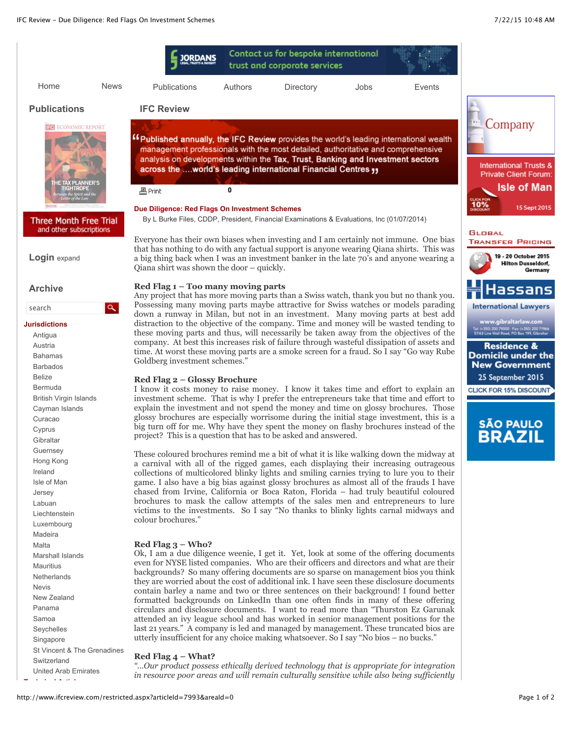# Due Diligence: Red Flags On Investment Schemes

By L Burke Files, CDDP, President, Financial Examinations & Evaluations, Inc (01/07/2014)

Everyone has their own biases when investing and I am certainly not immune. One bias that has nothing to do with any factual support is anyone wearing Qiana shirts. This was a big thing back when I was an investment banker in the late 70's and anyone wearing a Qiana shirt was shown the door – quickly.

**Red Flag 1 – Too many moving parts**

Any project that has more moving parts than a Swiss watch, thank you but no thank you. Possessing many moving parts maybe attractive for Swiss watches or models parading down a runway in Milan, but not in an investment. Many moving parts at best add distraction to the objective of the company. Time and money will be wasted tending to these moving parts and thus, will necessarily be taken away from the objectives of the company. At best this increases risk of failure through wasteful dissipation of assets and time. At worst these moving parts are a smoke screen for a fraud. So I say "Go way Rube Goldberg investment schemes."

**Red Flag 2 – Glossy Brochure**

I know it costs money to raise money. I know it takes time and effort to explain an investment scheme. That is why I prefer the entrepreneurs take that time and effort to explain the investment and not spend the money and time on glossy brochures. Those glossy brochures are especially worrisome during the initial stage investment, this is a big turn off for me. Why have they spent the money on flashy brochures instead of the project? This is a question that has to be asked and answered.

These coloured brochures remind me a bit of what it is like walking down the midway at a carnival with all of the rigged games, each displaying their increasing outrageous collections of multicolored blinky lights and smiling carnies trying to lure you to their game. I also have a big bias against glossy brochures as almost all of the frauds I have chased from Irvine, California or Boca Raton, Florida – had truly beautiful coloured brochures to mask the callow attempts of the sales men and entrepreneurs to lure victims to the investments. So I say "No thanks to blinky lights carnal midways and colour brochures."

**Red Flag 3 – Who?**

Ok, I am a due diligence weenie, I get it. Yet, look at some of the offering documents even for NYSE listed companies. Who are their officers and directors and what are their backgrounds? So many offering documents are so sparse on management bios you think they are worried about the cost of additional ink. I have seen these disclosure documents contain barley a name and two or three sentences on their background! I found better formatted backgrounds on LinkedIn than one often finds in many of these offering circulars and disclosure documents. I want to read more than "Thurston Ez Garunak attended an ivy league school and has worked in senior management positions for the last 21 years." A company is led and managed by management. These truncated bios are utterly insufficient for any choice making whatsoever. So I say "No bios – no bucks."

**Red Flag 4 – What?**

*"...Our product possess ethically derived technology that is appropriate for integration in resource poor areas and will remain culturally sensitive while also being sufficiently*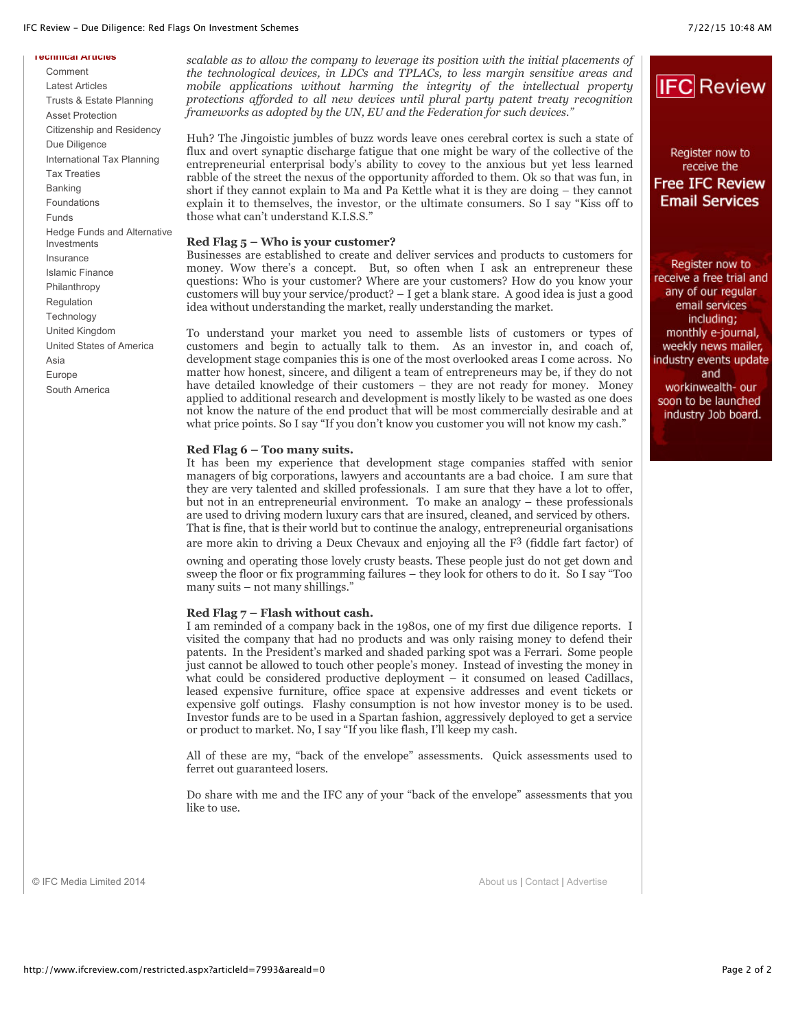*scalable as to allow the company to leverage its position with the initial placements of the technological devices, in LDCs and TPLACs, to less margin sensitive areas and mobile applications without harming the integrity of the intellectual property protections afforded to all new devices until plural party patent treaty recognition frameworks as adopted by the UN, EU and the Federation for such devices."*

Huh? The Jingoistic jumbles of buzz words leave ones cerebral cortex is such a state of flux and overt synaptic discharge fatigue that one might be wary of the collective of the entrepreneurial enterprisal body's ability to covey to the anxious but yet less learned rabble of the street the nexus of the opportunity afforded to them. Ok so that was fun, in short if they cannot explain to Ma and Pa Kettle what it is they are doing – they cannot explain it to themselves, the investor, or the ultimate consumers. So I say "Kiss off to those what can't understand K.I.S.S."

**Red Flag 5 – Who is your customer?**
Businesses are established to create and deliver services and products to customers for money. Wow there's a concept. But, so often when I ask an entrepreneur these questions: Who is your customer? Where are your customers? How do you know your customers will buy your service/product? – I get a blank stare. A good idea is just a good idea without understanding the market, really understanding the market.

To understand your market you need to assemble lists of customers or types of customers and begin to actually talk to them. As an investor in, and coach of, development stage companies this is one of the most overlooked areas I come across. No matter how honest, sincere, and diligent a team of entrepreneurs may be, if they do not have detailed knowledge of their customers – they are not ready for money. Money applied to additional research and development is mostly likely to be wasted as one does not know the nature of the end product that will be most commercially desirable and at what price points. So I say "If you don't know you customer you will not know my cash."

**Red Flag 6 – Too many suits.**
It has been my experience that development stage companies staffed with senior managers of big corporations, lawyers and accountants are a bad choice. I am sure that they are very talented and skilled professionals. I am sure that they have a lot to offer, but not in an entrepreneurial environment. To make an analogy – these professionals are used to driving modern luxury cars that are insured, cleaned, and serviced by others. That is fine, that is their world but to continue the analogy, entrepreneurial organisations are more akin to driving a Deux Chevaux and enjoying all the $F^3$ (fiddle fart factor) of owning and operating those lovely crusty beasts. These people just do not get down and sweep the floor or fix programming failures – they look for others to do it. So I say "Too many suits – not many shillings."

**Red Flag 7 – Flash without cash.**
I am reminded of a company back in the 1980s, one of my first due diligence reports. I visited the company that had no products and was only raising money to defend their patents. In the President's marked and shaded parking spot was a Ferrari. Some people just cannot be allowed to touch other people's money. Instead of investing the money in what could be considered productive deployment – it consumed on leased Cadillacs, leased expensive furniture, office space at expensive addresses and event tickets or expensive golf outings. Flashy consumption is not how investor money is to be used. Investor funds are to be used in a Spartan fashion, aggressively deployed to get a service or product to market. No, I say "If you like flash, I'll keep my cash.

All of these are my, "back of the envelope" assessments. Quick assessments used to ferret out guaranteed losers.

Do share with me and the IFC any of your "back of the envelope" assessments that you like to use.